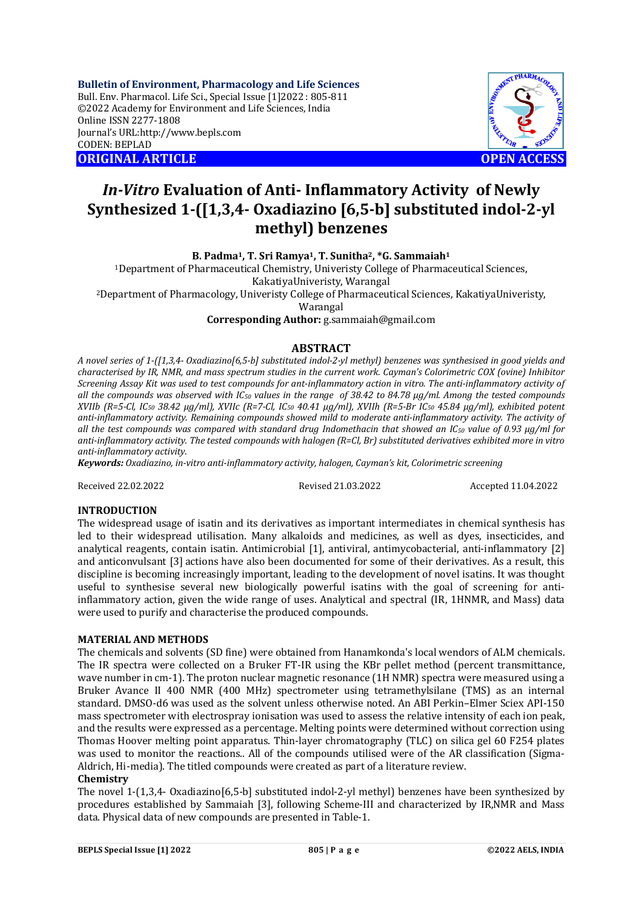**Bulletin of Environment, Pharmacology and Life Sciences**
Bull. Env. Pharmacol. Life Sci., Special Issue [1]2022 : 805-811
©2022 Academy for Environment and Life Sciences, India
Online ISSN 2277-1808
Journal's URL:http://www.bepls.com
CODEN: BEPLAD

**ORIGINAL ARTICLE** **OPEN ACCESS**

# *In-Vitro* Evaluation of Anti- Inflammatory Activity of Newly Synthesized 1-([1,3,4- Oxadiazino [6,5-b] substituted indol-2-yl methyl) benzenes

**B. Padma[1], T. Sri Ramya[1], T. Sunitha[2], \*G. Sammaiah[1]**

[1]Department of Pharmaceutical Chemistry, Univeristy College of Pharmaceutical Sciences, KakatiyaUniveristy, Warangal

[2]Department of Pharmacology, Univeristy College of Pharmaceutical Sciences, KakatiyaUniveristy, Warangal

**Corresponding Author:** g.sammaiah@gmail.com

## ABSTRACT

*A novel series of 1-([1,3,4- Oxadiazino[6,5-b] substituted indol-2-yl methyl) benzenes was synthesised in good yields and characterised by IR, NMR, and mass spectrum studies in the current work. Cayman's Colorimetric COX (ovine) Inhibitor Screening Assay Kit was used to test compounds for ant-inflammatory action in vitro. The anti-inflammatory activity of all the compounds was observed with $IC_{50}$ values in the range of 38.42 to 84.78 µg/ml. Among the tested compounds XVIIb (R=5-Cl, $IC_{50}$ 38.42 µg/ml), XVIIc (R=7-Cl, $IC_{50}$ 40.41 µg/ml), XVIIh (R=5-Br $IC_{50}$ 45.84 µg/ml), exhibited potent anti-inflammatory activity. Remaining compounds showed mild to moderate anti-inflammatory activity. The activity of all the test compounds was compared with standard drug Indomethacin that showed an $IC_{50}$ value of 0.93 µg/ml for anti-inflammatory activity. The tested compounds with halogen (R=Cl, Br) substituted derivatives exhibited more in vitro anti-inflammatory activity.*

***Keywords:*** *Oxadiazino, in-vitro anti-inflammatory activity, halogen, Cayman's kit, Colorimetric screening*

Received 22.02.2022 Revised 21.03.2022 Accepted 11.04.2022

## INTRODUCTION

The widespread usage of isatin and its derivatives as important intermediates in chemical synthesis has led to their widespread utilisation. Many alkaloids and medicines, as well as dyes, insecticides, and analytical reagents, contain isatin. Antimicrobial [1], antiviral, antimycobacterial, anti-inflammatory [2] and anticonvulsant [3] actions have also been documented for some of their derivatives. As a result, this discipline is becoming increasingly important, leading to the development of novel isatins. It was thought useful to synthesise several new biologically powerful isatins with the goal of screening for anti-inflammatory action, given the wide range of uses. Analytical and spectral (IR, 1HNMR, and Mass) data were used to purify and characterise the produced compounds.

## MATERIAL AND METHODS

The chemicals and solvents (SD fine) were obtained from Hanamkonda's local wendors of ALM chemicals. The IR spectra were collected on a Bruker FT-IR using the KBr pellet method (percent transmittance, wave number in cm-1). The proton nuclear magnetic resonance (1H NMR) spectra were measured using a Bruker Avance II 400 NMR (400 MHz) spectrometer using tetramethylsilane (TMS) as an internal standard. DMSO-d6 was used as the solvent unless otherwise noted. An ABI Perkin–Elmer Sciex API-150 mass spectrometer with electrospray ionisation was used to assess the relative intensity of each ion peak, and the results were expressed as a percentage. Melting points were determined without correction using Thomas Hoover melting point apparatus. Thin-layer chromatography (TLC) on silica gel 60 F254 plates was used to monitor the reactions.. All of the compounds utilised were of the AR classification (Sigma-Aldrich, Hi-media). The titled compounds were created as part of a literature review.

### Chemistry

The novel 1-(1,3,4- Oxadiazino[6,5-b] substituted indol-2-yl methyl) benzenes have been synthesized by procedures established by Sammaiah [3], following Scheme-III and characterized by IR,NMR and Mass data. Physical data of new compounds are presented in Table-1.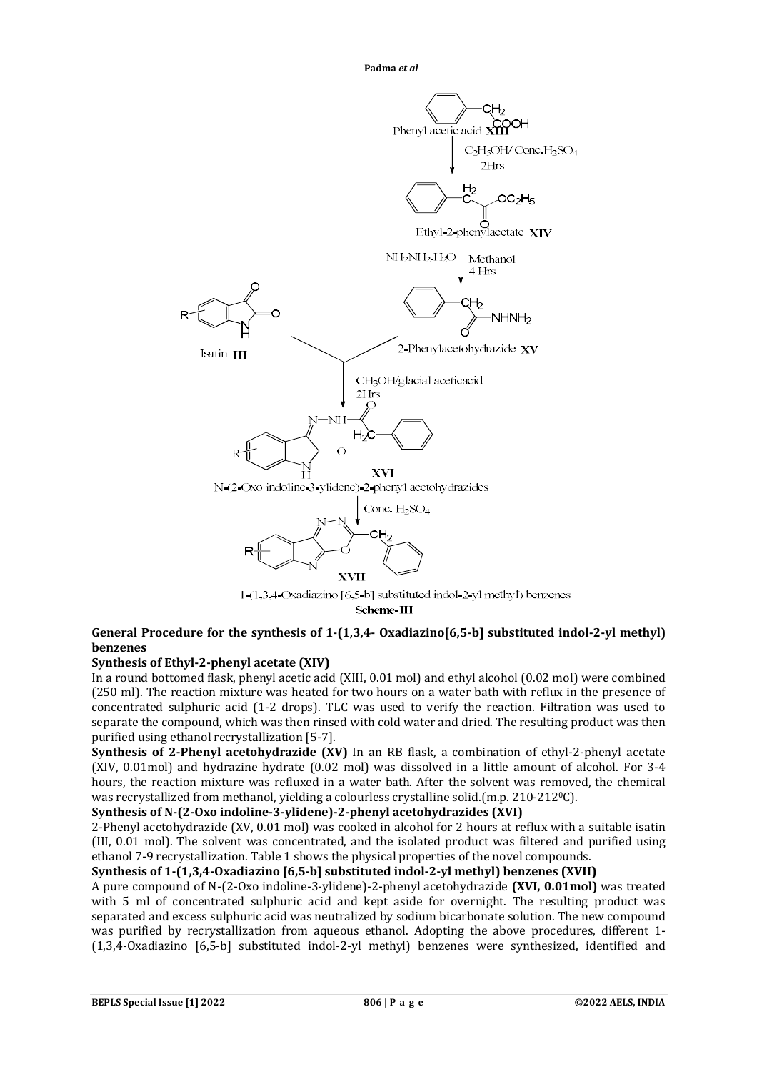Phenyl acetic acid **XIII**

$C_2H_5OH$/ Conc.$H_2SO_4$ 2Hrs

Ethyl-2-phenylacetate **XIV**

$NH_2NH_2.H_2O$ Methanol 4 Hrs

2-Phenylacetohydrazide **XV**

Isatin **III**

$CH_3OH$/glacial aceticacid 2Hrs

**XVI**

N-(2-Oxo indoline-3-ylidene)-2-phenyl acetohydrazides

Conc. $H_2SO_4$

**XVII**

1-(1,3,4-Oxadiazino [6,5-b] substituted indol-2-yl methyl) benzenes

**Scheme-III**

### General Procedure for the synthesis of 1-(1,3,4- Oxadiazino[6,5-b] substituted indol-2-yl methyl) benzenes

**Synthesis of Ethyl-2-phenyl acetate (XIV)**

In a round bottomed flask, phenyl acetic acid (XIII, 0.01 mol) and ethyl alcohol (0.02 mol) were combined (250 ml). The reaction mixture was heated for two hours on a water bath with reflux in the presence of concentrated sulphuric acid (1-2 drops). TLC was used to verify the reaction. Filtration was used to separate the compound, which was then rinsed with cold water and dried. The resulting product was then purified using ethanol recrystallization [5-7].

**Synthesis of 2-Phenyl acetohydrazide (XV)** In an RB flask, a combination of ethyl-2-phenyl acetate (XIV, 0.01mol) and hydrazine hydrate (0.02 mol) was dissolved in a little amount of alcohol. For 3-4 hours, the reaction mixture was refluxed in a water bath. After the solvent was removed, the chemical was recrystallized from methanol, yielding a colourless crystalline solid.(m.p. 210-212$^0$C).

**Synthesis of N-(2-Oxo indoline-3-ylidene)-2-phenyl acetohydrazides (XVI)**

2-Phenyl acetohydrazide (XV, 0.01 mol) was cooked in alcohol for 2 hours at reflux with a suitable isatin (III, 0.01 mol). The solvent was concentrated, and the isolated product was filtered and purified using ethanol 7-9 recrystallization. Table 1 shows the physical properties of the novel compounds.

**Synthesis of 1-(1,3,4-Oxadiazino [6,5-b] substituted indol-2-yl methyl) benzenes (XVII)**

A pure compound of N-(2-Oxo indoline-3-ylidene)-2-phenyl acetohydrazide **(XVI, 0.01mol)** was treated with 5 ml of concentrated sulphuric acid and kept aside for overnight. The resulting product was separated and excess sulphuric acid was neutralized by sodium bicarbonate solution. The new compound was purified by recrystallization from aqueous ethanol. Adopting the above procedures, different 1-(1,3,4-Oxadiazino [6,5-b] substituted indol-2-yl methyl) benzenes were synthesized, identified and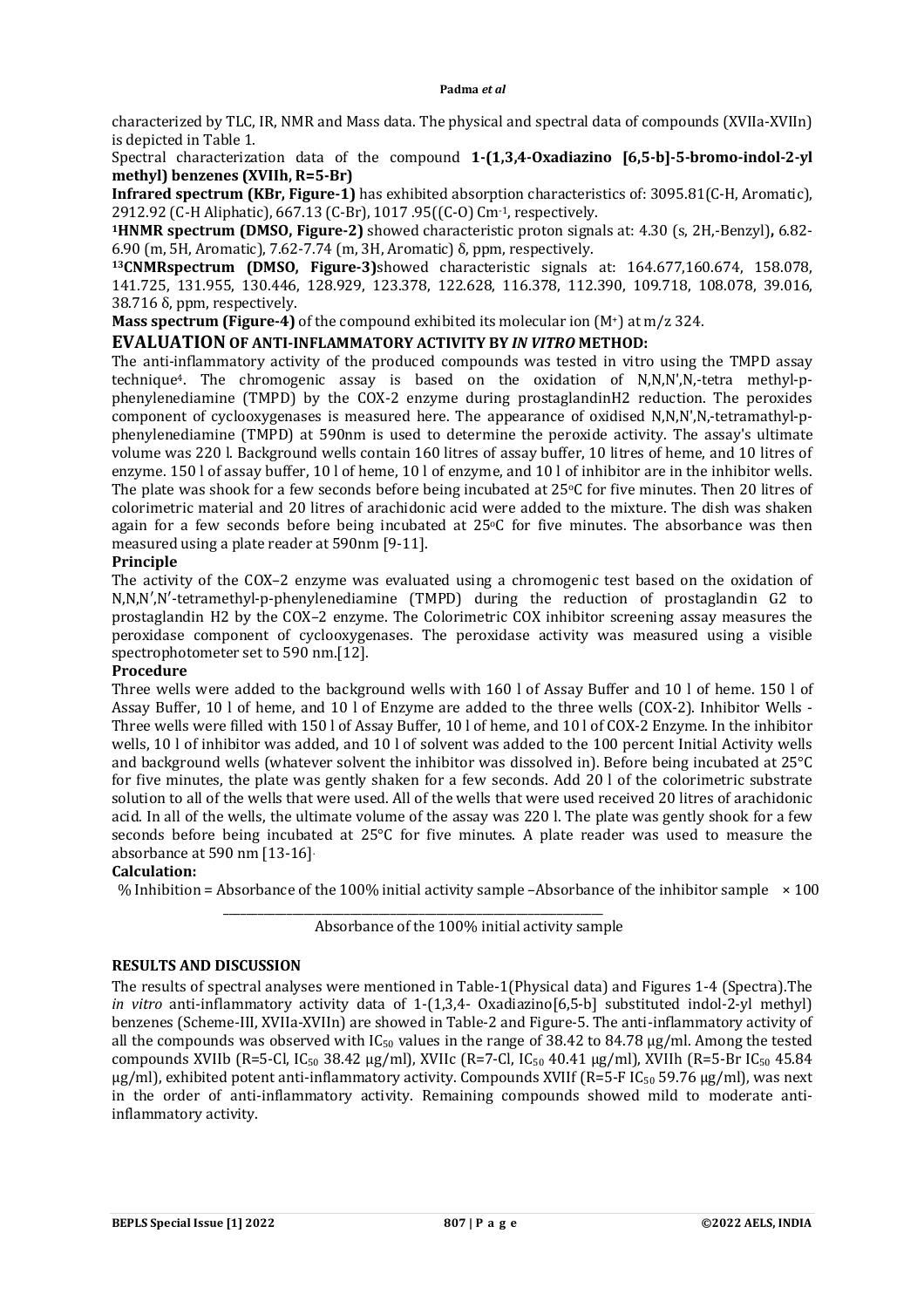characterized by TLC, IR, NMR and Mass data. The physical and spectral data of compounds (XVIIa-XVIIn) is depicted in Table 1.

Spectral characterization data of the compound **1-(1,3,4-Oxadiazino [6,5-b]-5-bromo-indol-2-yl methyl) benzenes (XVIIh, R=5-Br)**

**Infrared spectrum (KBr, Figure-1)** has exhibited absorption characteristics of: 3095.81(C-H, Aromatic), 2912.92 (C-H Aliphatic), 667.13 (C-Br), 1017 .95((C-O) $Cm^{-1}$, respectively.

**$^1$HNMR spectrum (DMSO, Figure-2)** showed characteristic proton signals at: 4.30 (s, 2H,-Benzyl)**,** 6.82-6.90 (m, 5H, Aromatic), 7.62-7.74 (m, 3H, Aromatic) δ, ppm, respectively.

**$^{13}$CNMRspectrum (DMSO, Figure-3)**showed characteristic signals at: 164.677,160.674, 158.078, 141.725, 131.955, 130.446, 128.929, 123.378, 122.628, 116.378, 112.390, 109.718, 108.078, 39.016, 38.716 δ, ppm, respectively.

**Mass spectrum (Figure-4)** of the compound exhibited its molecular ion ($M^+$) at m/z 324.

## EVALUATION OF ANTI-INFLAMMATORY ACTIVITY BY *IN VITRO* METHOD:

The anti-inflammatory activity of the produced compounds was tested in vitro using the TMPD assay technique[4]. The chromogenic assay is based on the oxidation of N,N,N',N,-tetra methyl-p-phenylenediamine (TMPD) by the COX-2 enzyme during prostaglandinH2 reduction. The peroxides component of cyclooxygenases is measured here. The appearance of oxidised N,N,N',N,-tetramathyl-p-phenylenediamine (TMPD) at 590nm is used to determine the peroxide activity. The assay's ultimate volume was 220 l. Background wells contain 160 litres of assay buffer, 10 litres of heme, and 10 litres of enzyme. 150 l of assay buffer, 10 l of heme, 10 l of enzyme, and 10 l of inhibitor are in the inhibitor wells. The plate was shook for a few seconds before being incubated at 25°C for five minutes. Then 20 litres of colorimetric material and 20 litres of arachidonic acid were added to the mixture. The dish was shaken again for a few seconds before being incubated at 25°C for five minutes. The absorbance was then measured using a plate reader at 590nm [9-11].

**Principle**

The activity of the COX–2 enzyme was evaluated using a chromogenic test based on the oxidation of N,N,N′,N′-tetramethyl-p-phenylenediamine (TMPD) during the reduction of prostaglandin G2 to prostaglandin H2 by the COX–2 enzyme. The Colorimetric COX inhibitor screening assay measures the peroxidase component of cyclooxygenases. The peroxidase activity was measured using a visible spectrophotometer set to 590 nm.[12].

**Procedure**

Three wells were added to the background wells with 160 l of Assay Buffer and 10 l of heme. 150 l of Assay Buffer, 10 l of heme, and 10 l of Enzyme are added to the three wells (COX-2). Inhibitor Wells - Three wells were filled with 150 l of Assay Buffer, 10 l of heme, and 10 l of COX-2 Enzyme. In the inhibitor wells, 10 l of inhibitor was added, and 10 l of solvent was added to the 100 percent Initial Activity wells and background wells (whatever solvent the inhibitor was dissolved in). Before being incubated at 25°C for five minutes, the plate was gently shaken for a few seconds. Add 20 l of the colorimetric substrate solution to all of the wells that were used. All of the wells that were used received 20 litres of arachidonic acid. In all of the wells, the ultimate volume of the assay was 220 l. The plate was gently shook for a few seconds before being incubated at 25°C for five minutes. A plate reader was used to measure the absorbance at 590 nm [13-16].

**Calculation:**

$$\% \text{ Inhibition} = \frac{\text{Absorbance of the 100\% initial activity sample} - \text{Absorbance of the inhibitor sample}}{\text{Absorbance of the 100\% initial activity sample}} \times 100$$

## RESULTS AND DISCUSSION

The results of spectral analyses were mentioned in Table-1(Physical data) and Figures 1-4 (Spectra).The *in vitro* anti-inflammatory activity data of 1-(1,3,4- Oxadiazino[6,5-b] substituted indol-2-yl methyl) benzenes (Scheme-III, XVIIa-XVIIn) are showed in Table-2 and Figure-5. The anti-inflammatory activity of all the compounds was observed with $IC_{50}$ values in the range of 38.42 to 84.78 µg/ml. Among the tested compounds XVIIb (R=5-Cl, $IC_{50}$ 38.42 µg/ml), XVIIc (R=7-Cl, $IC_{50}$ 40.41 µg/ml), XVIIh (R=5-Br $IC_{50}$ 45.84 µg/ml), exhibited potent anti-inflammatory activity. Compounds XVIIf (R=5-F $IC_{50}$ 59.76 µg/ml), was next in the order of anti-inflammatory activity. Remaining compounds showed mild to moderate anti-inflammatory activity.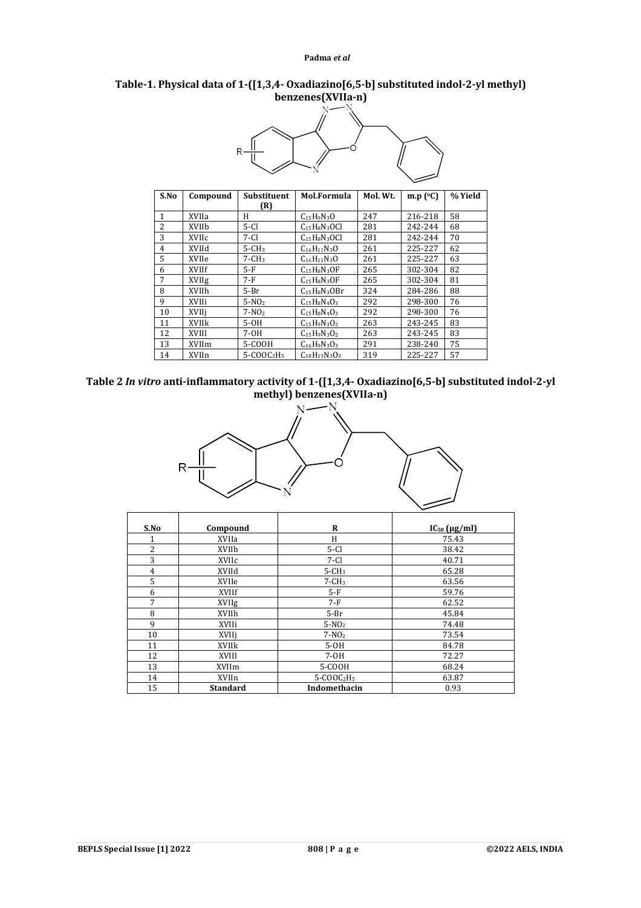**Table-1. Physical data of 1-([1,3,4- Oxadiazino[6,5-b] substituted indol-2-yl methyl) benzenes(XVIIa-n)**

| S.No | Compound | Substituent (R) | Mol.Formula | Mol. Wt. | m.p (°C) | % Yield |
|---|---|---|---|---|---|---|
| 1 | XVIIa | H | $C_{15}H_9N_3O$ | 247 | 216-218 | 58 |
| 2 | XVIIb | 5-Cl | $C_{15}H_8N_3OCl$ | 281 | 242-244 | 68 |
| 3 | XVIIc | 7-Cl | $C_{15}H_8N_3OCl$ | 281 | 242-244 | 70 |
| 4 | XVIId | 5-$CH_3$ | $C_{16}H_{11}N_3O$ | 261 | 225-227 | 62 |
| 5 | XVIIe | 7-$CH_3$ | $C_{16}H_{11}N_3O$ | 261 | 225-227 | 63 |
| 6 | XVIIf | 5-F | $C_{15}H_8N_3OF$ | 265 | 302-304 | 82 |
| 7 | XVIIg | 7-F | $C_{15}H_8N_3OF$ | 265 | 302-304 | 81 |
| 8 | XVIIh | 5-Br | $C_{15}H_8N_3OBr$ | 324 | 284-286 | 88 |
| 9 | XVIIi | 5-$NO_2$ | $C_{15}H_8N_4O_3$ | 292 | 298-300 | 76 |
| 10 | XVIIj | 7-$NO_2$ | $C_{15}H_8N_4O_3$ | 292 | 298-300 | 76 |
| 11 | XVIIk | 5-OH | $C_{15}H_9N_3O_2$ | 263 | 243-245 | 83 |
| 12 | XVIIl | 7-OH | $C_{15}H_9N_3O_2$ | 263 | 243-245 | 83 |
| 13 | XVIIm | 5-COOH | $C_{16}H_9N_3O_3$ | 291 | 238-240 | 75 |
| 14 | XVIIn | 5-$COOC_2H_5$ | $C_{18}H_{13}N_3O_3$ | 319 | 225-227 | 57 |

**Table 2 *In vitro* anti-inflammatory activity of 1-([1,3,4- Oxadiazino[6,5-b] substituted indol-2-yl methyl) benzenes(XVIIa-n)**

| S.No | Compound | R | $IC_{50}$ (μg/ml) |
|---|---|---|---|
| 1 | XVIIa | H | 75.43 |
| 2 | XVIIb | 5-Cl | 38.42 |
| 3 | XVIIc | 7-Cl | 40.71 |
| 4 | XVIId | 5-$CH_3$ | 65.28 |
| 5 | XVIIe | 7-$CH_3$ | 63.56 |
| 6 | XVIIf | 5-F | 59.76 |
| 7 | XVIIg | 7-F | 62.52 |
| 8 | XVIIh | 5-Br | 45.84 |
| 9 | XVIIi | 5-$NO_2$ | 74.48 |
| 10 | XVIIj | 7-$NO_2$ | 73.54 |
| 11 | XVIIk | 5-OH | 84.78 |
| 12 | XVIIl | 7-OH | 72.27 |
| 13 | XVIIm | 5-COOH | 68.24 |
| 14 | XVIIn | 5-$COOC_2H_5$ | 63.87 |
| 15 | **Standard** | **Indomethacin** | 0.93 |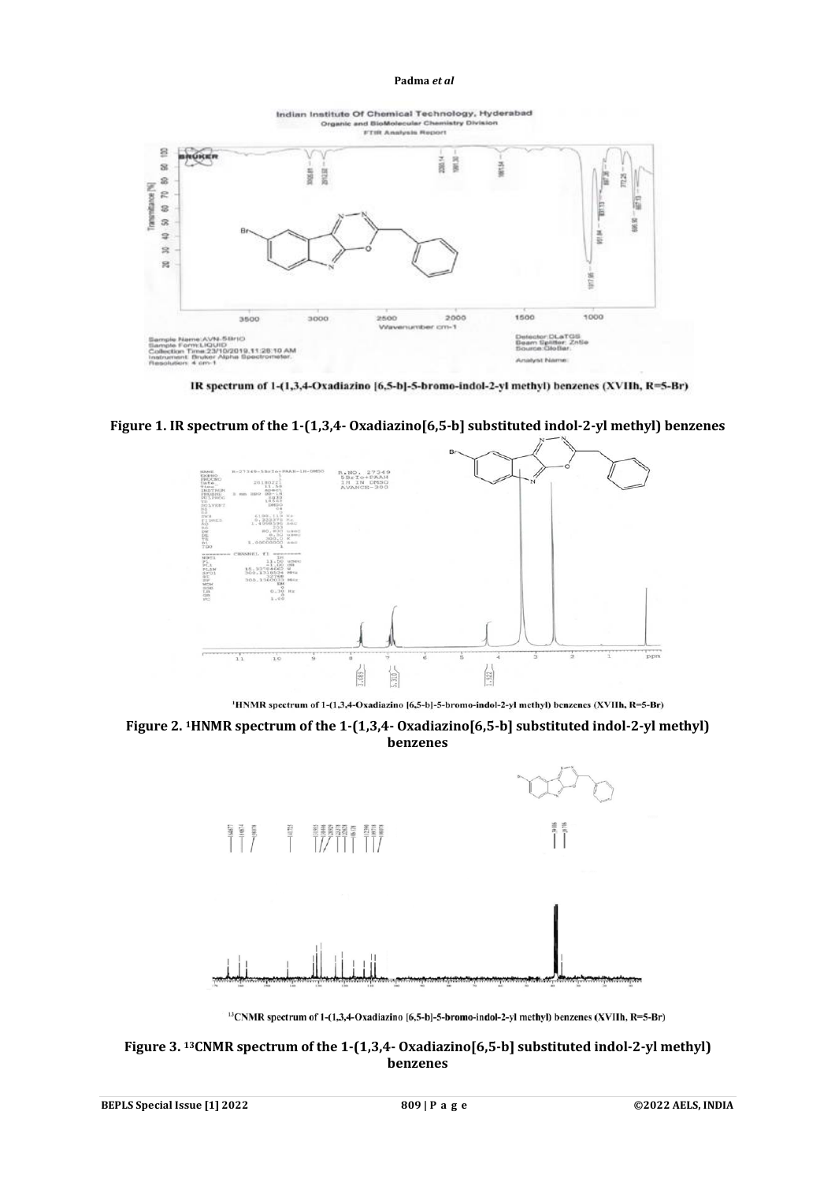IR spectrum of 1-(1,3,4-Oxadiazino [6,5-b]-5-bromo-indol-2-yl methyl) benzenes (XVIIh, R=5-Br)

**Figure 1. IR spectrum of the 1-(1,3,4- Oxadiazino[6,5-b] substituted indol-2-yl methyl) benzenes**

[1]HNMR spectrum of 1-(1,3,4-Oxadiazino [6,5-b]-5-bromo-indol-2-yl methyl) benzenes (XVIIh, R=5-Br)

**Figure 2. [1]HNMR spectrum of the 1-(1,3,4- Oxadiazino[6,5-b] substituted indol-2-yl methyl) benzenes**

[13]CNMR spectrum of 1-(1,3,4-Oxadiazino [6,5-b]-5-bromo-indol-2-yl methyl) benzenes (XVIIh, R=5-Br)

**Figure 3. [13]CNMR spectrum of the 1-(1,3,4- Oxadiazino[6,5-b] substituted indol-2-yl methyl) benzenes**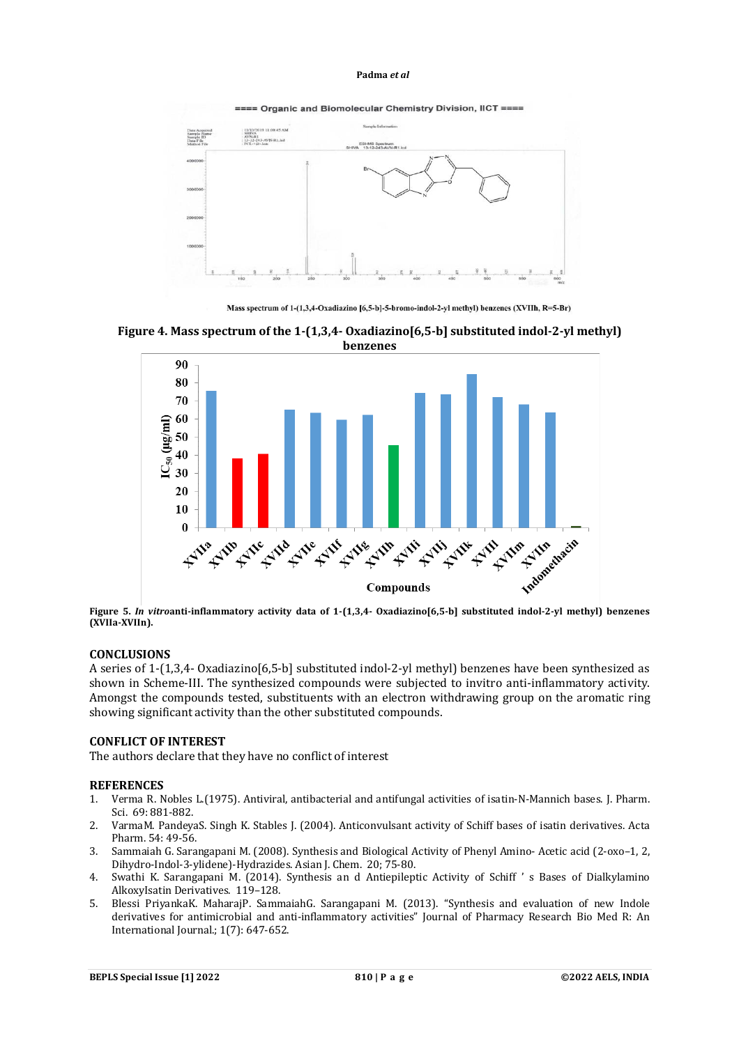Mass spectrum of 1-(1,3,4-Oxadiazino [6,5-b]-5-bromo-indol-2-yl methyl) benzenes (XVIIh, R=5-Br)

**Figure 4. Mass spectrum of the 1-(1,3,4- Oxadiazino[6,5-b] substituted indol-2-yl methyl) benzenes**

**Figure 5.** ***In vitro*****anti-inflammatory activity data of 1-(1,3,4- Oxadiazino[6,5-b] substituted indol-2-yl methyl) benzenes (XVIIa-XVIIn).**

## CONCLUSIONS

A series of 1-(1,3,4- Oxadiazino[6,5-b] substituted indol-2-yl methyl) benzenes have been synthesized as shown in Scheme-III. The synthesized compounds were subjected to invitro anti-inflammatory activity. Amongst the compounds tested, substituents with an electron withdrawing group on the aromatic ring showing significant activity than the other substituted compounds.

## CONFLICT OF INTEREST

The authors declare that they have no conflict of interest

## REFERENCES

1. Verma R. Nobles L.(1975). Antiviral, antibacterial and antifungal activities of isatin-N-Mannich bases. J. Pharm. Sci. 69: 881-882.
2. VarmaM. PandeyaS. Singh K. Stables J. (2004). Anticonvulsant activity of Schiff bases of isatin derivatives. Acta Pharm. 54: 49-56.
3. Sammaiah G. Sarangapani M. (2008). Synthesis and Biological Activity of Phenyl Amino- Acetic acid (2-oxo–1, 2, Dihydro-Indol-3-ylidene)-Hydrazides. Asian J. Chem. 20; 75-80.
4. Swathi K. Sarangapani M. (2014). Synthesis an d Antiepileptic Activity of Schiff ' s Bases of Dialkylamino AlkoxyIsatin Derivatives. 119–128.
5. Blessi PriyankaK. MaharajP. SammaiahG. Sarangapani M. (2013). "Synthesis and evaluation of new Indole derivatives for antimicrobial and anti-inflammatory activities" Journal of Pharmacy Research Bio Med R: An International Journal.; 1(7): 647-652.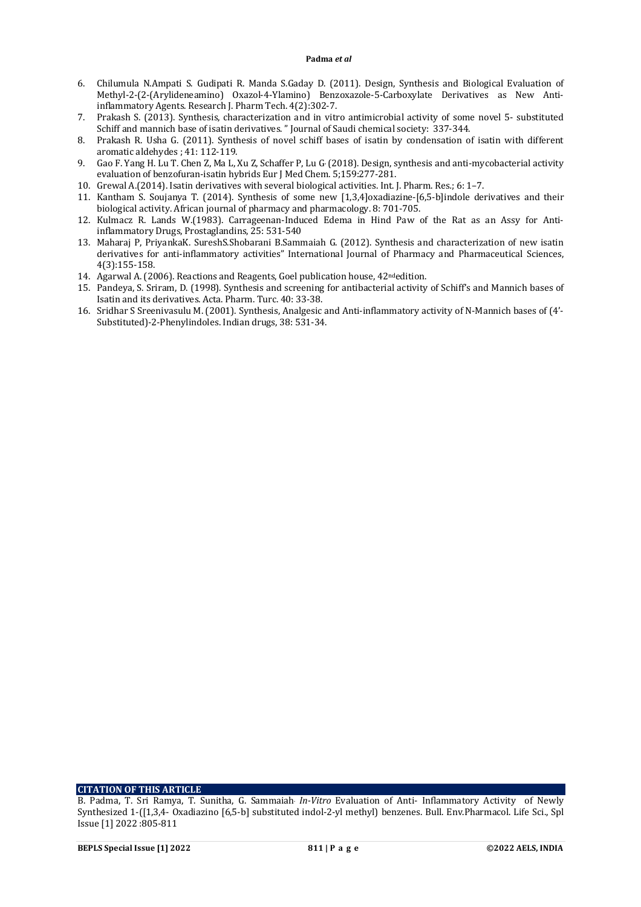6. Chilumula N.Ampati S. Gudipati R. Manda S.Gaday D. (2011). Design, Synthesis and Biological Evaluation of Methyl-2-(2-(Arylideneamino) Oxazol-4-Ylamino) Benzoxazole-5-Carboxylate Derivatives as New Anti-inflammatory Agents. Research J. Pharm Tech. 4(2):302-7.
7. Prakash S. (2013). Synthesis, characterization and in vitro antimicrobial activity of some novel 5- substituted Schiff and mannich base of isatin derivatives. " Journal of Saudi chemical society: 337-344.
8. Prakash R. Usha G. (2011). Synthesis of novel schiff bases of isatin by condensation of isatin with different aromatic aldehydes ; 41: 112-119.
9. Gao F. Yang H. Lu T. Chen Z, Ma L, Xu Z, Schaffer P, Lu G. (2018). Design, synthesis and anti-mycobacterial activity evaluation of benzofuran-isatin hybrids Eur J Med Chem. 5;159:277-281.
10. Grewal A.(2014). Isatin derivatives with several biological activities. Int. J. Pharm. Res.; 6: 1–7.
11. Kantham S. Soujanya T. (2014). Synthesis of some new [1,3,4]oxadiazine-[6,5-b]indole derivatives and their biological activity. African journal of pharmacy and pharmacology. 8: 701-705.
12. Kulmacz R. Lands W.(1983). Carrageenan-Induced Edema in Hind Paw of the Rat as an Assy for Anti-inflammatory Drugs, Prostaglandins, 25: 531-540
13. Maharaj P, PriyankaK. SureshS.Shobarani B.Sammaiah G. (2012). Synthesis and characterization of new isatin derivatives for anti-inflammatory activities" International Journal of Pharmacy and Pharmaceutical Sciences, 4(3):155-158.
14. Agarwal A. (2006). Reactions and Reagents, Goel publication house, 42nd edition.
15. Pandeya, S. Sriram, D. (1998). Synthesis and screening for antibacterial activity of Schiff's and Mannich bases of Isatin and its derivatives. Acta. Pharm. Turc. 40: 33-38.
16. Sridhar S Sreenivasulu M. (2001). Synthesis, Analgesic and Anti-inflammatory activity of N-Mannich bases of (4'-Substituted)-2-Phenylindoles. Indian drugs, 38: 531-34.

**CITATION OF THIS ARTICLE**

B. Padma, T. Sri Ramya, T. Sunitha, G. Sammaiah. *In-Vitro* Evaluation of Anti- Inflammatory Activity of Newly Synthesized 1-([1,3,4- Oxadiazino [6,5-b] substituted indol-2-yl methyl) benzenes. Bull. Env.Pharmacol. Life Sci., Spl Issue [1] 2022 :805-811